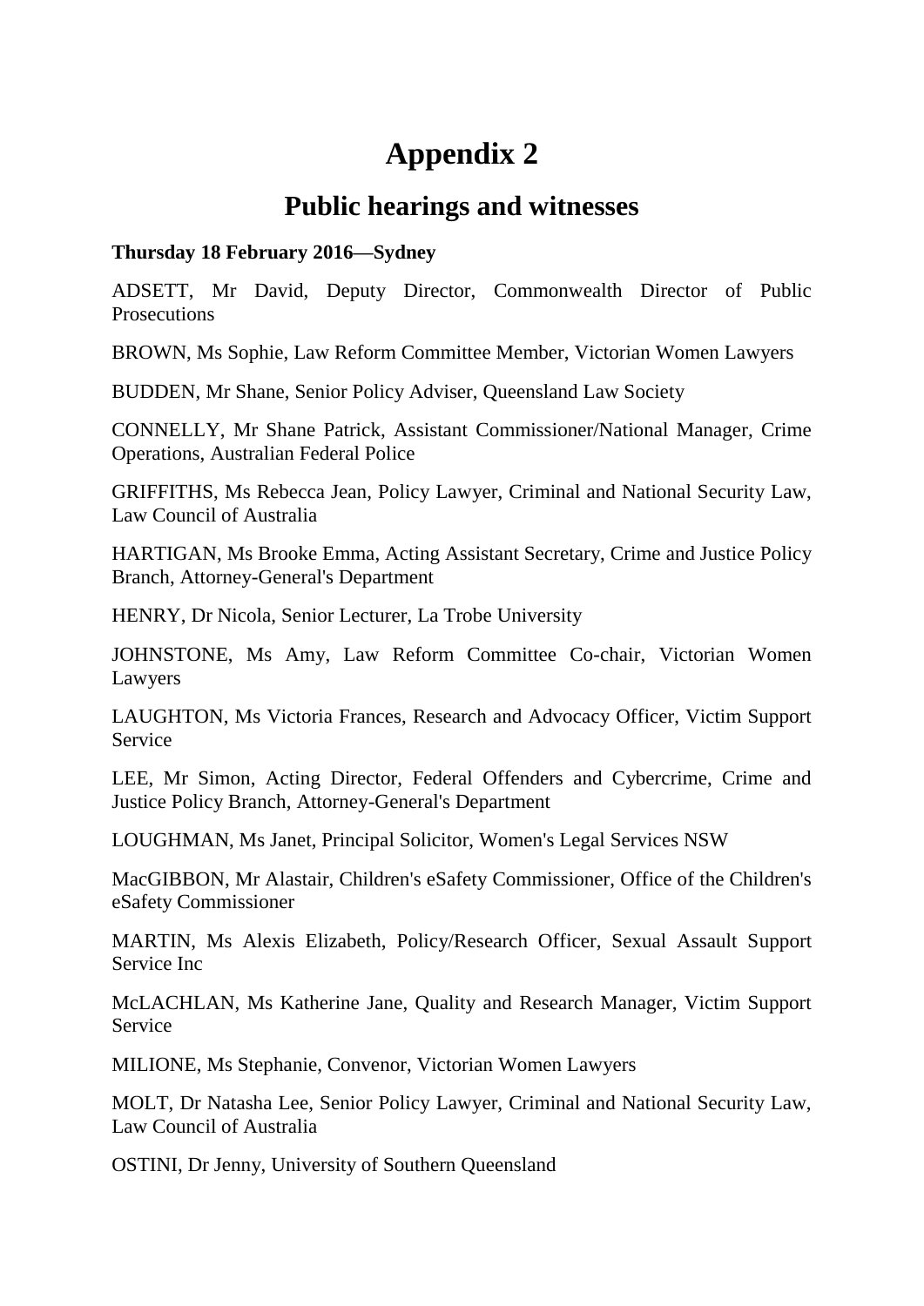# Appendix 2

## Public hearings and witnesses

**Thursday 18 February 2016—Sydney**

ADSETT, Mr David, Deputy Director, Commonwealth Director of Public Prosecutions

BROWN, Ms Sophie, Law Reform Committee Member, Victorian Women Lawyers

BUDDEN, Mr Shane, Senior Policy Adviser, Queensland Law Society

CONNELLY, Mr Shane Patrick, Assistant Commissioner/National Manager, Crime Operations, Australian Federal Police

GRIFFITHS, Ms Rebecca Jean, Policy Lawyer, Criminal and National Security Law, Law Council of Australia

HARTIGAN, Ms Brooke Emma, Acting Assistant Secretary, Crime and Justice Policy Branch, Attorney-General's Department

HENRY, Dr Nicola, Senior Lecturer, La Trobe University

JOHNSTONE, Ms Amy, Law Reform Committee Co-chair, Victorian Women Lawyers

LAUGHTON, Ms Victoria Frances, Research and Advocacy Officer, Victim Support Service

LEE, Mr Simon, Acting Director, Federal Offenders and Cybercrime, Crime and Justice Policy Branch, Attorney-General's Department

LOUGHMAN, Ms Janet, Principal Solicitor, Women's Legal Services NSW

MacGIBBON, Mr Alastair, Children's eSafety Commissioner, Office of the Children's eSafety Commissioner

MARTIN, Ms Alexis Elizabeth, Policy/Research Officer, Sexual Assault Support Service Inc

McLACHLAN, Ms Katherine Jane, Quality and Research Manager, Victim Support Service

MILIONE, Ms Stephanie, Convenor, Victorian Women Lawyers

MOLT, Dr Natasha Lee, Senior Policy Lawyer, Criminal and National Security Law, Law Council of Australia

OSTINI, Dr Jenny, University of Southern Queensland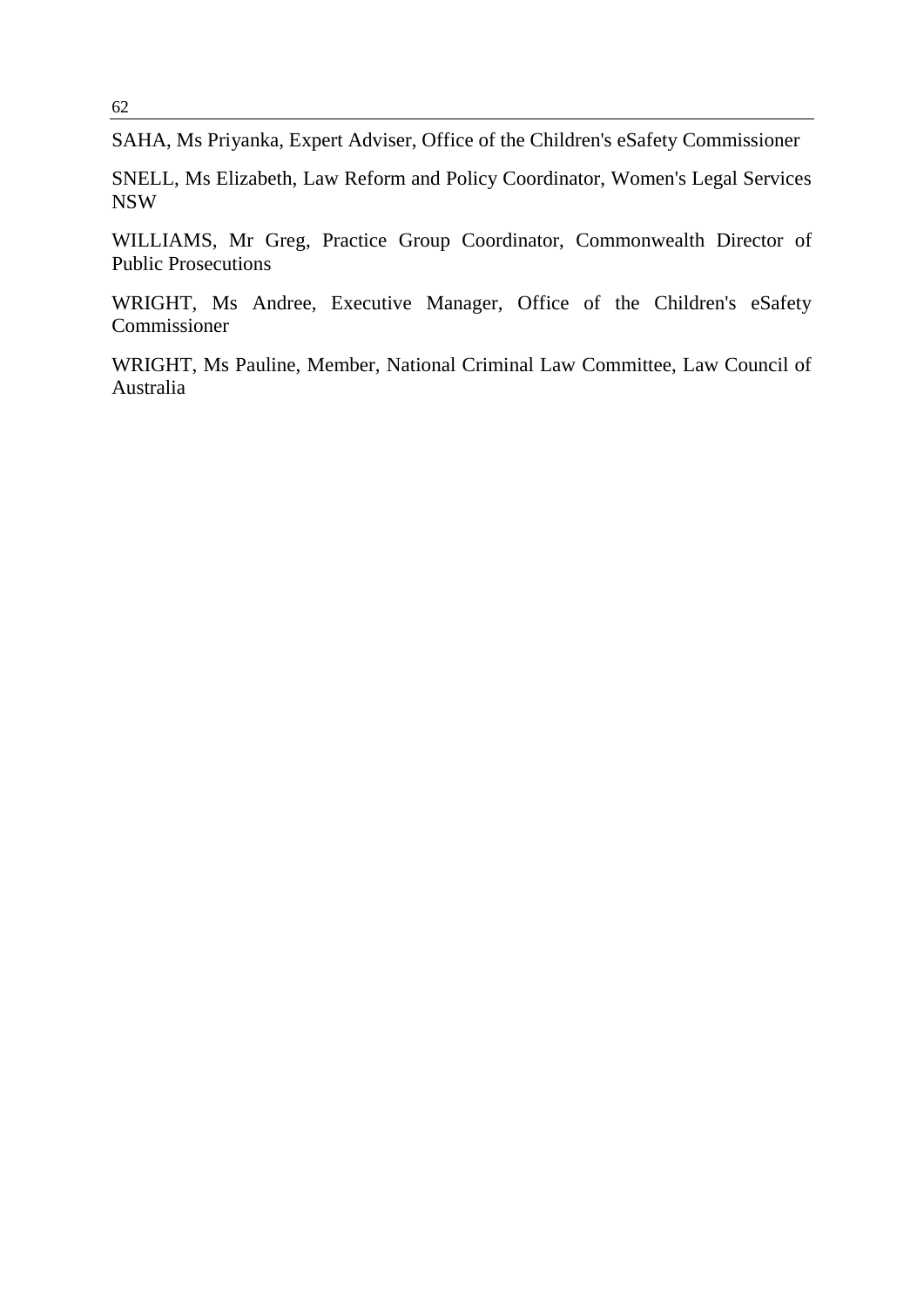SAHA, Ms Priyanka, Expert Adviser, Office of the Children's eSafety Commissioner

SNELL, Ms Elizabeth, Law Reform and Policy Coordinator, Women's Legal Services NSW

WILLIAMS, Mr Greg, Practice Group Coordinator, Commonwealth Director of Public Prosecutions

WRIGHT, Ms Andree, Executive Manager, Office of the Children's eSafety Commissioner

WRIGHT, Ms Pauline, Member, National Criminal Law Committee, Law Council of Australia